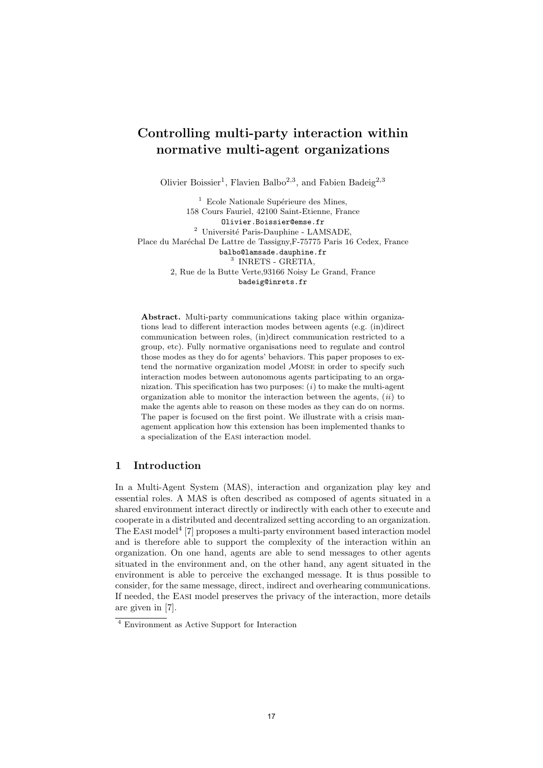# Controlling multi-party interaction within normative multi-agent organizations

Olivier Boissier[1], Flavien Balbo[2,3], and Fabien Badeig[2,3]

[1] Ecole Nationale Supérieure des Mines,
158 Cours Fauriel, 42100 Saint-Etienne, France
Olivier.Boissier@emse.fr
[2] Université Paris-Dauphine - LAMSADE,
Place du Maréchal De Lattre de Tassigny,F-75775 Paris 16 Cedex, France
balbo@lamsade.dauphine.fr
[3] INRETS - GRETIA,
2, Rue de la Butte Verte,93166 Noisy Le Grand, France
badeig@inrets.fr

**Abstract.** Multi-party communications taking place within organizations lead to different interaction modes between agents (e.g. (in)direct communication between roles, (in)direct communication restricted to a group, etc). Fully normative organisations need to regulate and control those modes as they do for agents' behaviors. This paper proposes to extend the normative organization model $\mathcal{M}$OISE in order to specify such interaction modes between autonomous agents participating to an organization. This specification has two purposes: ($i$) to make the multi-agent organization able to monitor the interaction between the agents, ($ii$) to make the agents able to reason on these modes as they can do on norms. The paper is focused on the first point. We illustrate with a crisis management application how this extension has been implemented thanks to a specialization of the EASI interaction model.

## 1 Introduction

In a Multi-Agent System (MAS), interaction and organization play key and essential roles. A MAS is often described as composed of agents situated in a shared environment interact directly or indirectly with each other to execute and cooperate in a distributed and decentralized setting according to an organization. The EASI model[4] [7] proposes a multi-party environment based interaction model and is therefore able to support the complexity of the interaction within an organization. On one hand, agents are able to send messages to other agents situated in the environment and, on the other hand, any agent situated in the environment is able to perceive the exchanged message. It is thus possible to consider, for the same message, direct, indirect and overhearing communications. If needed, the EASI model preserves the privacy of the interaction, more details are given in [7].

[4] Environment as Active Support for Interaction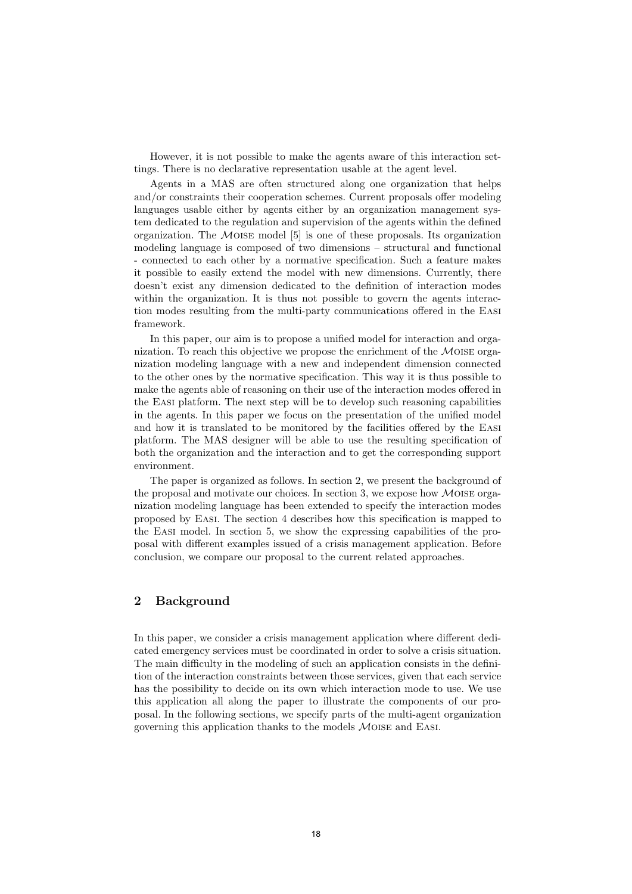However, it is not possible to make the agents aware of this interaction settings. There is no declarative representation usable at the agent level.

Agents in a MAS are often structured along one organization that helps and/or constraints their cooperation schemes. Current proposals offer modeling languages usable either by agents either by an organization management system dedicated to the regulation and supervision of the agents within the defined organization. The $\mathcal{M}$OISE model [5] is one of these proposals. Its organization modeling language is composed of two dimensions – structural and functional - connected to each other by a normative specification. Such a feature makes it possible to easily extend the model with new dimensions. Currently, there doesn't exist any dimension dedicated to the definition of interaction modes within the organization. It is thus not possible to govern the agents interaction modes resulting from the multi-party communications offered in the EASI framework.

In this paper, our aim is to propose a unified model for interaction and organization. To reach this objective we propose the enrichment of the $\mathcal{M}$OISE organization modeling language with a new and independent dimension connected to the other ones by the normative specification. This way it is thus possible to make the agents able of reasoning on their use of the interaction modes offered in the EASI platform. The next step will be to develop such reasoning capabilities in the agents. In this paper we focus on the presentation of the unified model and how it is translated to be monitored by the facilities offered by the EASI platform. The MAS designer will be able to use the resulting specification of both the organization and the interaction and to get the corresponding support environment.

The paper is organized as follows. In section 2, we present the background of the proposal and motivate our choices. In section 3, we expose how $\mathcal{M}$OISE organization modeling language has been extended to specify the interaction modes proposed by EASI. The section 4 describes how this specification is mapped to the EASI model. In section 5, we show the expressing capabilities of the proposal with different examples issued of a crisis management application. Before conclusion, we compare our proposal to the current related approaches.

## 2 Background

In this paper, we consider a crisis management application where different dedicated emergency services must be coordinated in order to solve a crisis situation. The main difficulty in the modeling of such an application consists in the definition of the interaction constraints between those services, given that each service has the possibility to decide on its own which interaction mode to use. We use this application all along the paper to illustrate the components of our proposal. In the following sections, we specify parts of the multi-agent organization governing this application thanks to the models $\mathcal{M}$OISE and EASI.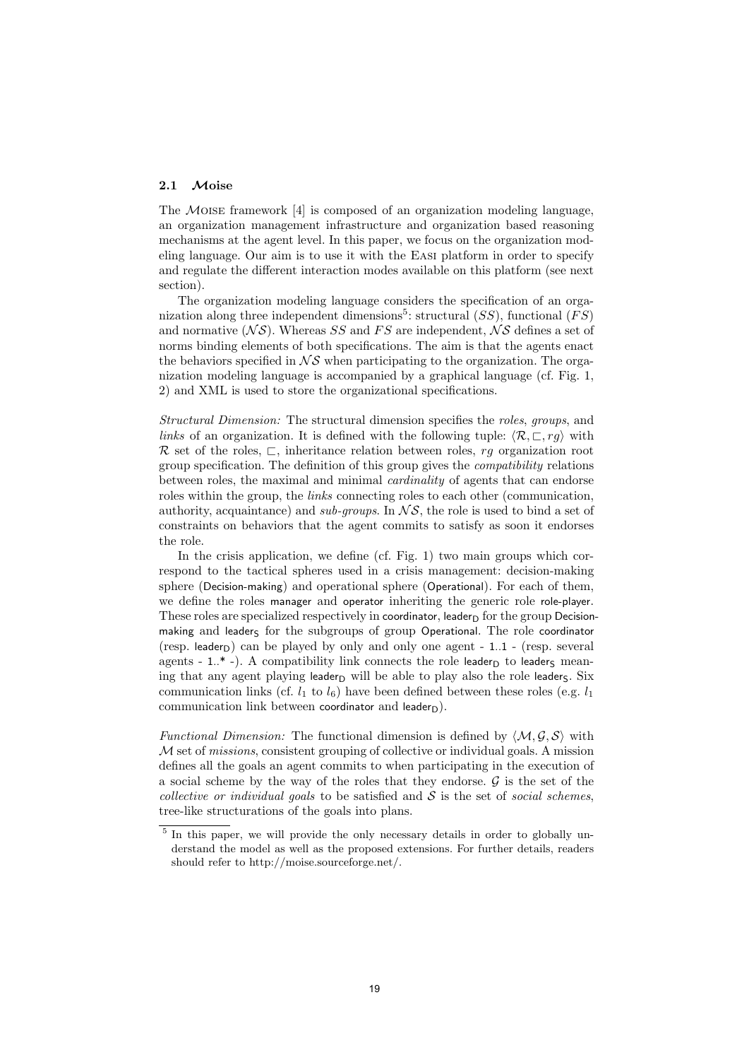### 2.1 $\mathcal{M}$oise

The $\mathcal{M}$OISE framework [4] is composed of an organization modeling language, an organization management infrastructure and organization based reasoning mechanisms at the agent level. In this paper, we focus on the organization modeling language. Our aim is to use it with the EASI platform in order to specify and regulate the different interaction modes available on this platform (see next section).

The organization modeling language considers the specification of an organization along three independent dimensions[5]: structural ($SS$), functional ($FS$) and normative ($\mathcal{NS}$). Whereas $SS$ and $FS$ are independent, $\mathcal{NS}$ defines a set of norms binding elements of both specifications. The aim is that the agents enact the behaviors specified in $\mathcal{NS}$ when participating to the organization. The organization modeling language is accompanied by a graphical language (cf. Fig. 1, 2) and XML is used to store the organizational specifications.

*Structural Dimension:* The structural dimension specifies the *roles*, *groups*, and *links* of an organization. It is defined with the following tuple: $\langle \mathcal{R}, \sqsubset, rg \rangle$ with $\mathcal{R}$ set of the roles, $\sqsubset$, inheritance relation between roles, $rg$ organization root group specification. The definition of this group gives the *compatibility* relations between roles, the maximal and minimal *cardinality* of agents that can endorse roles within the group, the *links* connecting roles to each other (communication, authority, acquaintance) and *sub-groups*. In $\mathcal{NS}$, the role is used to bind a set of constraints on behaviors that the agent commits to satisfy as soon it endorses the role.

In the crisis application, we define (cf. Fig. 1) two main groups which correspond to the tactical spheres used in a crisis management: decision-making sphere (Decision-making) and operational sphere (Operational). For each of them, we define the roles manager and operator inheriting the generic role role-player. These roles are specialized respectively in coordinator, $\mathsf{leader_D}$ for the group Decision-making and $\mathsf{leader_S}$ for the subgroups of group Operational. The role coordinator (resp. $\mathsf{leader_D}$) can be played by only and only one agent - 1..1 - (resp. several agents - 1..* -). A compatibility link connects the role $\mathsf{leader_D}$ to $\mathsf{leader_S}$ meaning that any agent playing $\mathsf{leader_D}$ will be able to play also the role $\mathsf{leader_S}$. Six communication links (cf. $l_1$ to $l_6$) have been defined between these roles (e.g. $l_1$ communication link between coordinator and $\mathsf{leader_D}$).

*Functional Dimension:* The functional dimension is defined by $\langle \mathcal{M}, \mathcal{G}, \mathcal{S} \rangle$ with $\mathcal{M}$ set of *missions*, consistent grouping of collective or individual goals. A mission defines all the goals an agent commits to when participating in the execution of a social scheme by the way of the roles that they endorse. $\mathcal{G}$ is the set of the *collective or individual goals* to be satisfied and $\mathcal{S}$ is the set of *social schemes*, tree-like structurations of the goals into plans.

[5] In this paper, we will provide the only necessary details in order to globally understand the model as well as the proposed extensions. For further details, readers should refer to http://moise.sourceforge.net/.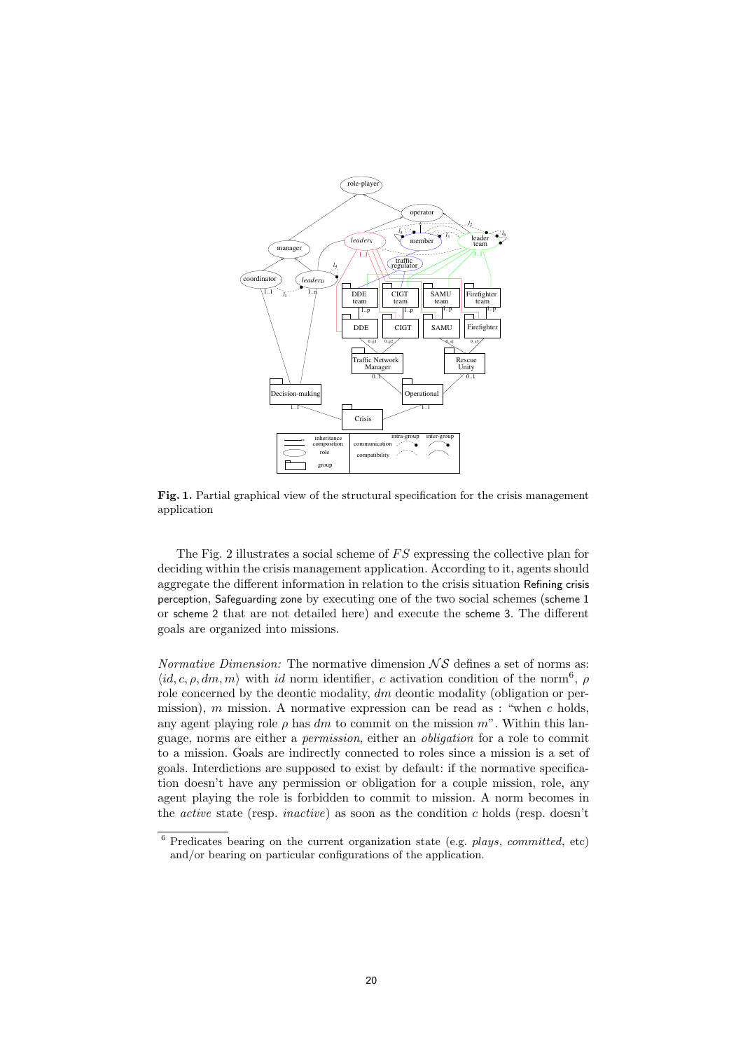**Fig. 1.** Partial graphical view of the structural specification for the crisis management application

The Fig. 2 illustrates a social scheme of $FS$ expressing the collective plan for deciding within the crisis management application. According to it, agents should aggregate the different information in relation to the crisis situation Refining crisis perception, Safeguarding zone by executing one of the two social schemes (scheme 1 or scheme 2 that are not detailed here) and execute the scheme 3. The different goals are organized into missions.

*Normative Dimension:* The normative dimension $\mathcal{NS}$ defines a set of norms as: $\langle id, c, \rho, dm, m\rangle$ with $id$ norm identifier, $c$ activation condition of the norm[6], $\rho$ role concerned by the deontic modality, $dm$ deontic modality (obligation or permission), $m$ mission. A normative expression can be read as : "when $c$ holds, any agent playing role $\rho$ has $dm$ to commit on the mission $m$". Within this language, norms are either a *permission*, either an *obligation* for a role to commit to a mission. Goals are indirectly connected to roles since a mission is a set of goals. Interdictions are supposed to exist by default: if the normative specification doesn't have any permission or obligation for a couple mission, role, any agent playing the role is forbidden to commit to mission. A norm becomes in the *active* state (resp. *inactive*) as soon as the condition $c$ holds (resp. doesn't

[6] Predicates bearing on the current organization state (e.g. *plays*, *committed*, etc) and/or bearing on particular configurations of the application.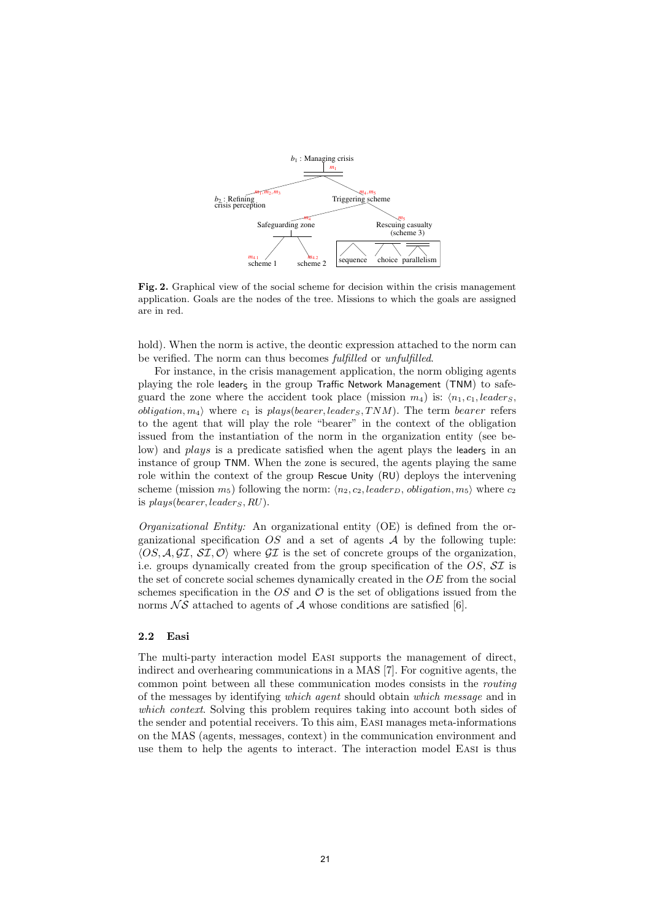**Fig. 2.** Graphical view of the social scheme for decision within the crisis management application. Goals are the nodes of the tree. Missions to which the goals are assigned are in red.

hold). When the norm is active, the deontic expression attached to the norm can be verified. The norm can thus becomes *fulfilled* or *unfulfilled*.

For instance, in the crisis management application, the norm obliging agents playing the role $\mathsf{leader_S}$ in the group Traffic Network Management (TNM) to safeguard the zone where the accident took place (mission $m_4$) is: $\langle n_1, c_1, leader_S, obligation, m_4 \rangle$ where $c_1$ is $plays(bearer, leader_S, TNM)$. The term *bearer* refers to the agent that will play the role "bearer" in the context of the obligation issued from the instantiation of the norm in the organization entity (see below) and *plays* is a predicate satisfied when the agent plays the $\mathsf{leader_S}$ in an instance of group TNM. When the zone is secured, the agents playing the same role within the context of the group Rescue Unity (RU) deploys the intervening scheme (mission $m_5$) following the norm: $\langle n_2, c_2, leader_D, obligation, m_5 \rangle$ where $c_2$ is $plays(bearer, leader_S, RU)$.

*Organizational Entity:* An organizational entity (OE) is defined from the organizational specification $OS$ and a set of agents $\mathcal{A}$ by the following tuple: $\langle OS, \mathcal{A}, \mathcal{GI}, \mathcal{SI}, \mathcal{O} \rangle$ where $\mathcal{GI}$ is the set of concrete groups of the organization, i.e. groups dynamically created from the group specification of the $OS$, $\mathcal{SI}$ is the set of concrete social schemes dynamically created in the $OE$ from the social schemes specification in the $OS$ and $\mathcal{O}$ is the set of obligations issued from the norms $\mathcal{NS}$ attached to agents of $\mathcal{A}$ whose conditions are satisfied [6].

### 2.2 Easi

The multi-party interaction model Easi supports the management of direct, indirect and overhearing communications in a MAS [7]. For cognitive agents, the common point between all these communication modes consists in the *routing* of the messages by identifying *which agent* should obtain *which message* and in *which context*. Solving this problem requires taking into account both sides of the sender and potential receivers. To this aim, Easi manages meta-informations on the MAS (agents, messages, context) in the communication environment and use them to help the agents to interact. The interaction model Easi is thus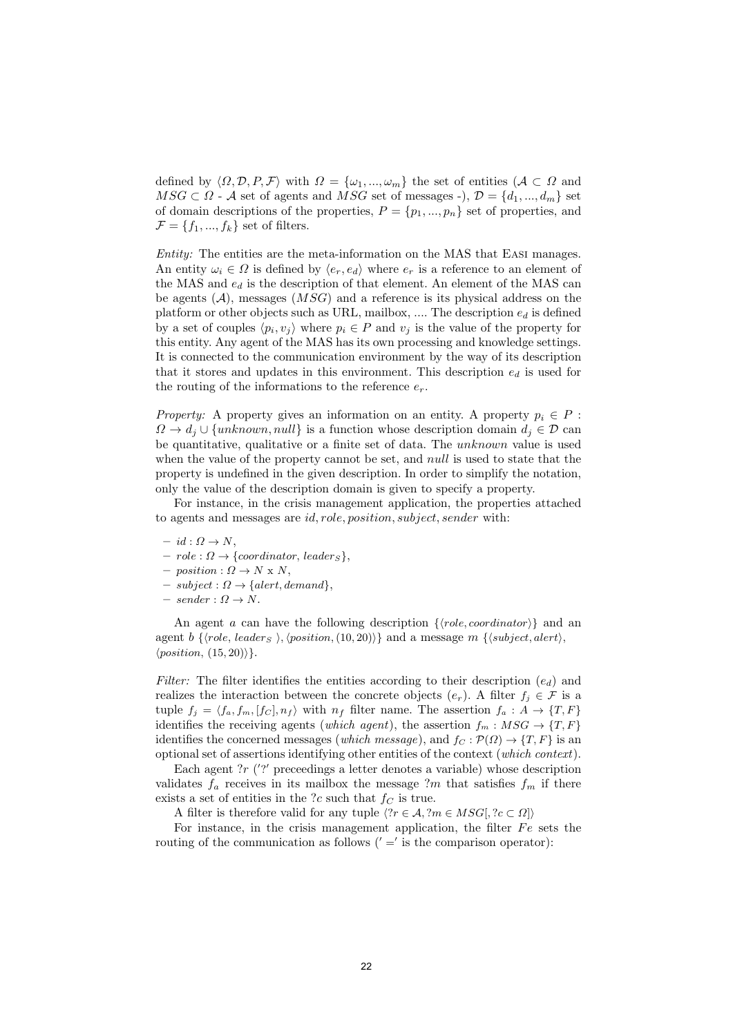defined by $\langle \Omega, \mathcal{D}, P, \mathcal{F} \rangle$ with $\Omega = \{\omega_1, ..., \omega_m\}$ the set of entities ($\mathcal{A} \subset \Omega$ and $MSG \subset \Omega$ - $\mathcal{A}$ set of agents and $MSG$ set of messages -), $\mathcal{D} = \{d_1, ..., d_m\}$ set of domain descriptions of the properties, $P = \{p_1, ..., p_n\}$ set of properties, and $\mathcal{F} = \{f_1, ..., f_k\}$ set of filters.

*Entity:* The entities are the meta-information on the MAS that Easi manages. An entity $\omega_i \in \Omega$ is defined by $\langle e_r, e_d \rangle$ where $e_r$ is a reference to an element of the MAS and $e_d$ is the description of that element. An element of the MAS can be agents ($\mathcal{A}$), messages ($MSG$) and a reference is its physical address on the platform or other objects such as URL, mailbox, .... The description $e_d$ is defined by a set of couples $\langle p_i, v_j \rangle$ where $p_i \in P$ and $v_j$ is the value of the property for this entity. Any agent of the MAS has its own processing and knowledge settings. It is connected to the communication environment by the way of its description that it stores and updates in this environment. This description $e_d$ is used for the routing of the informations to the reference $e_r$.

*Property:* A property gives an information on an entity. A property $p_i \in P : \Omega \rightarrow d_j \cup \{unknown, null\}$ is a function whose description domain $d_j \in \mathcal{D}$ can be quantitative, qualitative or a finite set of data. The *unknown* value is used when the value of the property cannot be set, and *null* is used to state that the property is undefined in the given description. In order to simplify the notation, only the value of the description domain is given to specify a property.

For instance, in the crisis management application, the properties attached to agents and messages are $id, role, position, subject, sender$ with:

- $id : \Omega \rightarrow N$,
- $role : \Omega \rightarrow \{coordinator, leader_S\}$,
- $position : \Omega \rightarrow N \text{ x } N$,
- $subject : \Omega \rightarrow \{alert, demand\}$,
- $sender : \Omega \rightarrow N$.

An agent $a$ can have the following description $\{\langle role, coordinator \rangle\}$ and an agent $b$ $\{\langle role, leader_S \rangle, \langle position, (10, 20) \rangle\}$ and a message $m$ $\{\langle subject, alert \rangle, \langle position, (15, 20) \rangle\}$.

*Filter:* The filter identifies the entities according to their description ($e_d$) and realizes the interaction between the concrete objects ($e_r$). A filter $f_j \in \mathcal{F}$ is a tuple $f_j = \langle f_a, f_m, [f_C], n_f \rangle$ with $n_f$ filter name. The assertion $f_a : A \rightarrow \{T, F\}$ identifies the receiving agents (*which agent*), the assertion $f_m : MSG \rightarrow \{T, F\}$ identifies the concerned messages (*which message*), and $f_C : \mathcal{P}(\Omega) \rightarrow \{T, F\}$ is an optional set of assertions identifying other entities of the context (*which context*).

Each agent $?r$ ('$?$' preceedings a letter denotes a variable) whose description validates $f_a$ receives in its mailbox the message $?m$ that satisfies $f_m$ if there exists a set of entities in the $?c$ such that $f_C$ is true.

A filter is therefore valid for any tuple $\langle ?r \in \mathcal{A}, ?m \in MSG[, ?c \subset \Omega] \rangle$

For instance, in the crisis management application, the filter $Fe$ sets the routing of the communication as follows ('$=$' is the comparison operator):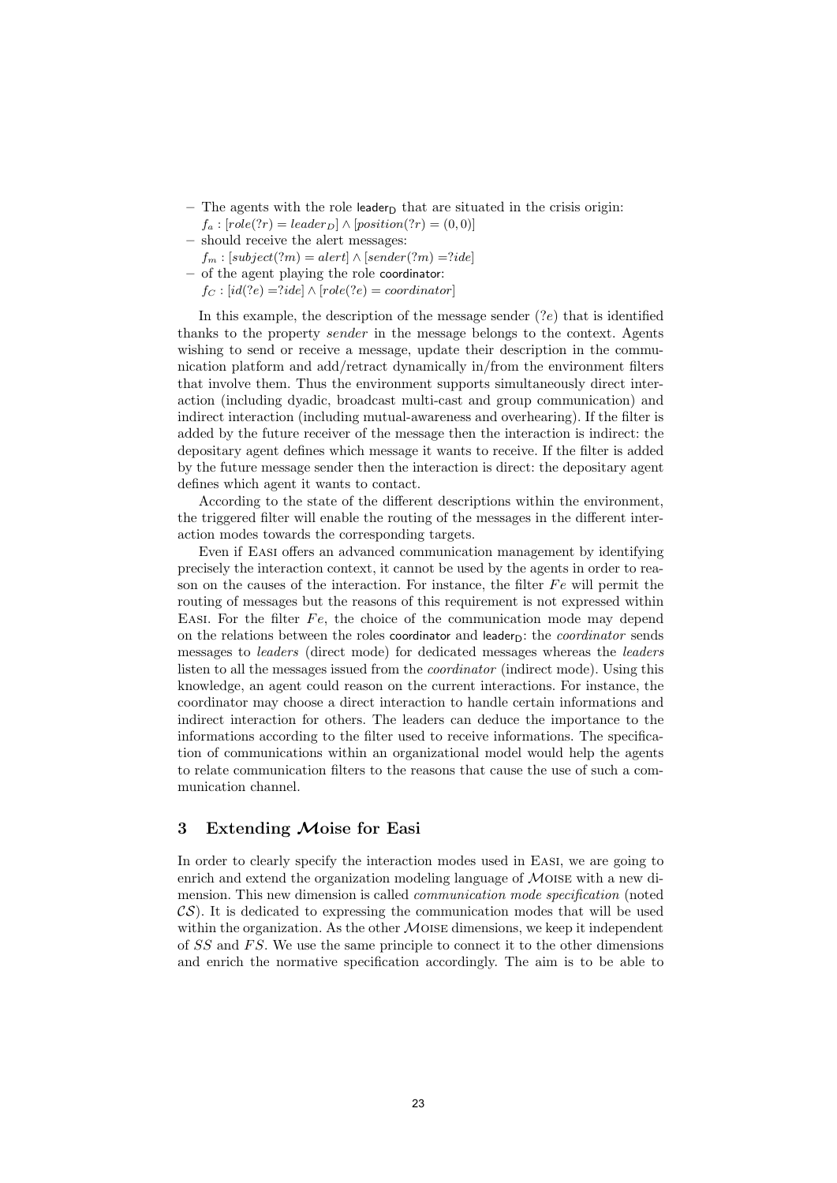- The agents with the role $\mathsf{leader_D}$ that are situated in the crisis origin:  
  $f_a : [role(?r) = leader_D] \wedge [position(?r) = (0,0)]$
- should receive the alert messages:  
  $f_m : [subject(?m) = alert] \wedge [sender(?m) = ?ide]$
- of the agent playing the role coordinator:  
  $f_C : [id(?e) = ?ide] \wedge [role(?e) = coordinator]$

In this example, the description of the message sender ($?e$) that is identified thanks to the property *sender* in the message belongs to the context. Agents wishing to send or receive a message, update their description in the communication platform and add/retract dynamically in/from the environment filters that involve them. Thus the environment supports simultaneously direct interaction (including dyadic, broadcast multi-cast and group communication) and indirect interaction (including mutual-awareness and overhearing). If the filter is added by the future receiver of the message then the interaction is indirect: the depositary agent defines which message it wants to receive. If the filter is added by the future message sender then the interaction is direct: the depositary agent defines which agent it wants to contact.

According to the state of the different descriptions within the environment, the triggered filter will enable the routing of the messages in the different interaction modes towards the corresponding targets.

Even if Easi offers an advanced communication management by identifying precisely the interaction context, it cannot be used by the agents in order to reason on the causes of the interaction. For instance, the filter $Fe$ will permit the routing of messages but the reasons of this requirement is not expressed within Easi. For the filter $Fe$, the choice of the communication mode may depend on the relations between the roles coordinator and $\mathsf{leader_D}$: the *coordinator* sends messages to *leaders* (direct mode) for dedicated messages whereas the *leaders* listen to all the messages issued from the *coordinator* (indirect mode). Using this knowledge, an agent could reason on the current interactions. For instance, the coordinator may choose a direct interaction to handle certain informations and indirect interaction for others. The leaders can deduce the importance to the informations according to the filter used to receive informations. The specification of communications within an organizational model would help the agents to relate communication filters to the reasons that cause the use of such a communication channel.

## 3 Extending $\mathcal{M}$oise for Easi

In order to clearly specify the interaction modes used in Easi, we are going to enrich and extend the organization modeling language of $\mathcal{M}$oise with a new dimension. This new dimension is called *communication mode specification* (noted $\mathcal{CS}$). It is dedicated to expressing the communication modes that will be used within the organization. As the other $\mathcal{M}$oise dimensions, we keep it independent of $SS$ and $FS$. We use the same principle to connect it to the other dimensions and enrich the normative specification accordingly. The aim is to be able to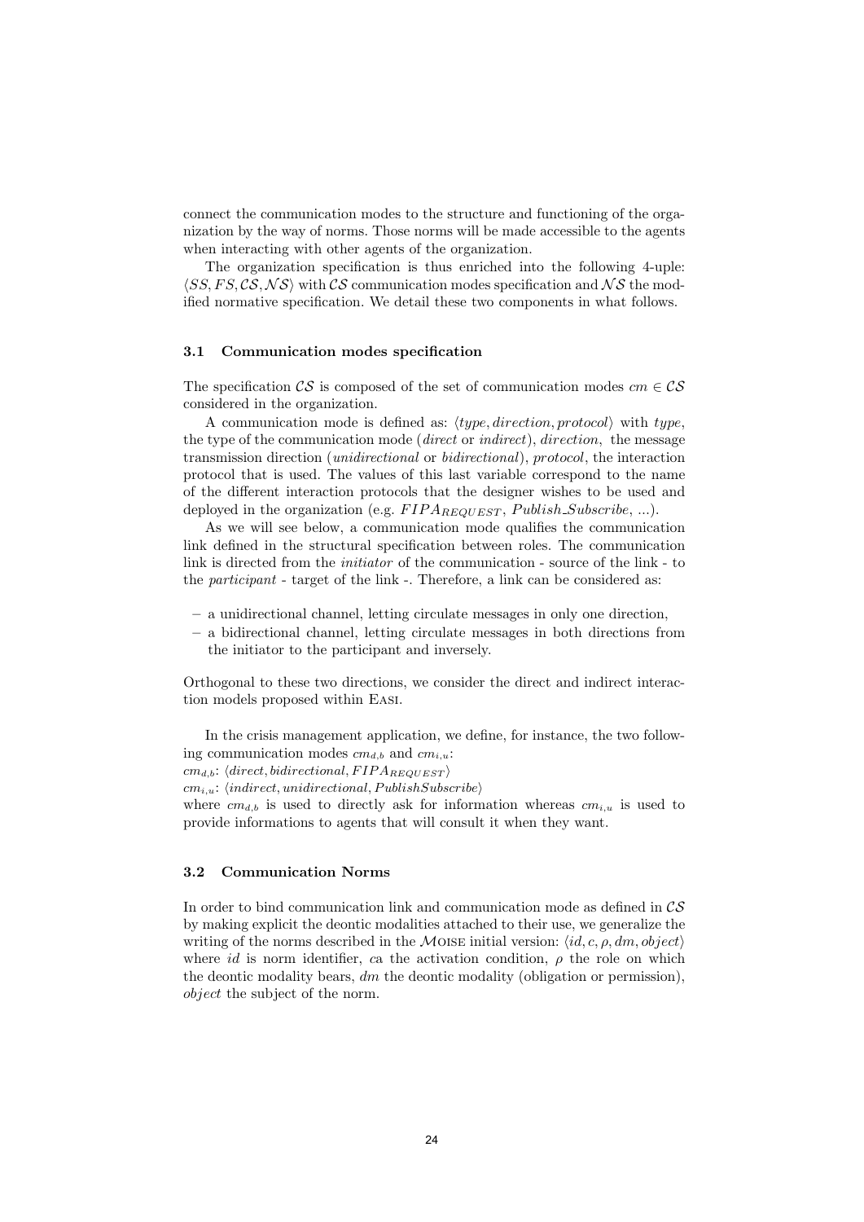connect the communication modes to the structure and functioning of the organization by the way of norms. Those norms will be made accessible to the agents when interacting with other agents of the organization.

The organization specification is thus enriched into the following 4-uple: $\langle SS, FS, \mathcal{CS}, \mathcal{NS} \rangle$ with $\mathcal{CS}$ communication modes specification and $\mathcal{NS}$ the modified normative specification. We detail these two components in what follows.

### 3.1 Communication modes specification

The specification $\mathcal{CS}$ is composed of the set of communication modes $cm \in \mathcal{CS}$ considered in the organization.

A communication mode is defined as: $\langle type, direction, protocol \rangle$ with *type*, the type of the communication mode (*direct* or *indirect*), *direction*, the message transmission direction (*unidirectional* or *bidirectional*), *protocol*, the interaction protocol that is used. The values of this last variable correspond to the name of the different interaction protocols that the designer wishes to be used and deployed in the organization (e.g. $FIPA_{REQUEST}$, *Publish_Subscribe*, ...).

As we will see below, a communication mode qualifies the communication link defined in the structural specification between roles. The communication link is directed from the *initiator* of the communication - source of the link - to the *participant* - target of the link -. Therefore, a link can be considered as:

- a unidirectional channel, letting circulate messages in only one direction,
- a bidirectional channel, letting circulate messages in both directions from the initiator to the participant and inversely.

Orthogonal to these two directions, we consider the direct and indirect interaction models proposed within Easi.

In the crisis management application, we define, for instance, the two following communication modes $cm_{d,b}$ and $cm_{i,u}$:
$cm_{d,b}$: $\langle direct, bidirectional, FIPA_{REQUEST} \rangle$
$cm_{i,u}$: $\langle indirect, unidirectional, PublishSubscribe \rangle$
where $cm_{d,b}$ is used to directly ask for information whereas $cm_{i,u}$ is used to provide informations to agents that will consult it when they want.

### 3.2 Communication Norms

In order to bind communication link and communication mode as defined in $\mathcal{CS}$ by making explicit the deontic modalities attached to their use, we generalize the writing of the norms described in the $\mathcal{M}$oise initial version: $\langle id, c, \rho, dm, object \rangle$ where *id* is norm identifier, *c*a the activation condition, $\rho$ the role on which the deontic modality bears, *dm* the deontic modality (obligation or permission), *object* the subject of the norm.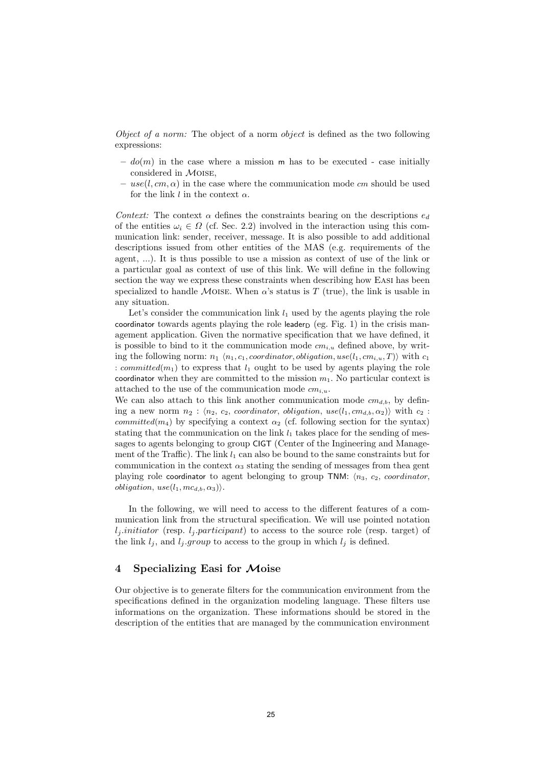*Object of a norm:* The object of a norm *object* is defined as the two following expressions:

- $do(m)$ in the case where a mission m has to be executed - case initially considered in $\mathcal{M}$OISE,
- $use(l, cm, \alpha)$ in the case where the communication mode $cm$ should be used for the link $l$ in the context $\alpha$.

*Context:* The context $\alpha$ defines the constraints bearing on the descriptions $e_d$ of the entities $\omega_i \in \Omega$ (cf. Sec. 2.2) involved in the interaction using this communication link: sender, receiver, message. It is also possible to add additional descriptions issued from other entities of the MAS (e.g. requirements of the agent, ...). It is thus possible to use a mission as context of use of the link or a particular goal as context of use of this link. We will define in the following section the way we express these constraints when describing how EASI has been specialized to handle $\mathcal{M}$OISE. When $\alpha$'s status is $T$ (true), the link is usable in any situation.

Let's consider the communication link $l_1$ used by the agents playing the role coordinator towards agents playing the role $\text{leader}_\text{D}$ (eg. Fig. 1) in the crisis management application. Given the normative specification that we have defined, it is possible to bind to it the communication mode $cm_{i,u}$ defined above, by writing the following norm: $n_1$ $\langle n_1, c_1, coordinator, obligation, use(l_1, cm_{i,u}, T)\rangle$ with $c_1$ : $committed(m_1)$ to express that $l_1$ ought to be used by agents playing the role coordinator when they are committed to the mission $m_1$. No particular context is attached to the use of the communication mode $cm_{i,u}$.
We can also attach to this link another communication mode $cm_{d,b}$, by defining a new norm $n_2$ : $\langle n_2,\ c_2,\ coordinator,\ obligation,\ use(l_1, cm_{d,b}, \alpha_2)\rangle$ with $c_2$ : $committed(m_4)$ by specifying a context $\alpha_2$ (cf. following section for the syntax) stating that the communication on the link $l_1$ takes place for the sending of messages to agents belonging to group CIGT (Center of the Ingineering and Management of the Traffic). The link $l_1$ can also be bound to the same constraints but for communication in the context $\alpha_3$ stating the sending of messages from thea gent playing role coordinator to agent belonging to group TNM: $\langle n_3,\ c_2,\ coordinator,\ obligation,\ use(l_1, mc_{d,b}, \alpha_3)\rangle$.

In the following, we will need to access to the different features of a communication link from the structural specification. We will use pointed notation $l_j.initiator$ (resp. $l_j.participant$) to access to the source role (resp. target) of the link $l_j$, and $l_j.group$ to access to the group in which $l_j$ is defined.

## 4 Specializing Easi for $\mathcal{M}$oise

Our objective is to generate filters for the communication environment from the specifications defined in the organization modeling language. These filters use informations on the organization. These informations should be stored in the description of the entities that are managed by the communication environment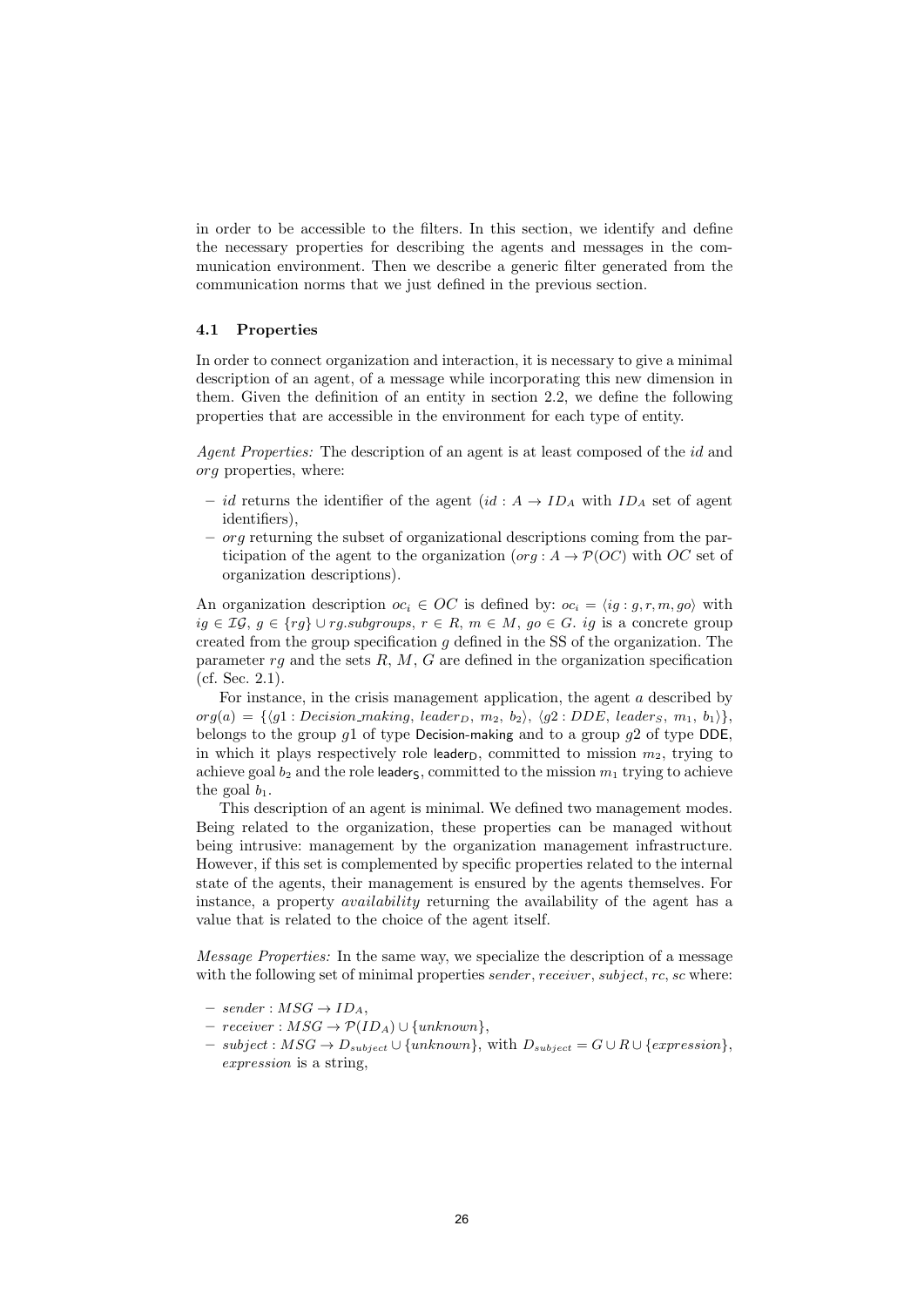in order to be accessible to the filters. In this section, we identify and define the necessary properties for describing the agents and messages in the communication environment. Then we describe a generic filter generated from the communication norms that we just defined in the previous section.

### 4.1 Properties

In order to connect organization and interaction, it is necessary to give a minimal description of an agent, of a message while incorporating this new dimension in them. Given the definition of an entity in section 2.2, we define the following properties that are accessible in the environment for each type of entity.

*Agent Properties:* The description of an agent is at least composed of the *id* and *org* properties, where:

- *id* returns the identifier of the agent ($id : A \rightarrow ID_A$ with $ID_A$ set of agent identifiers),
- *org* returning the subset of organizational descriptions coming from the participation of the agent to the organization ($org : A \rightarrow \mathcal{P}(OC)$ with $OC$ set of organization descriptions).

An organization description $oc_i \in OC$ is defined by: $oc_i = \langle ig : g, r, m, go \rangle$ with $ig \in \mathcal{IG}$, $g \in \{rg\} \cup rg.subgroups$, $r \in R$, $m \in M$, $go \in G$. $ig$ is a concrete group created from the group specification $g$ defined in the SS of the organization. The parameter $rg$ and the sets $R$, $M$, $G$ are defined in the organization specification (cf. Sec. 2.1).

For instance, in the crisis management application, the agent $a$ described by $org(a) = \{\langle g1 : Decision\_making,\ leader_D,\ m_2,\ b_2 \rangle,\ \langle g2 : DDE,\ leader_S,\ m_1,\ b_1 \rangle\}$, belongs to the group $g1$ of type Decision-making and to a group $g2$ of type DDE, in which it plays respectively role $\mathsf{leader_D}$, committed to mission $m_2$, trying to achieve goal $b_2$ and the role $\mathsf{leader_S}$, committed to the mission $m_1$ trying to achieve the goal $b_1$.

This description of an agent is minimal. We defined two management modes. Being related to the organization, these properties can be managed without being intrusive: management by the organization management infrastructure. However, if this set is complemented by specific properties related to the internal state of the agents, their management is ensured by the agents themselves. For instance, a property *availability* returning the availability of the agent has a value that is related to the choice of the agent itself.

*Message Properties:* In the same way, we specialize the description of a message with the following set of minimal properties *sender*, *receiver*, *subject*, *rc*, *sc* where:

- $sender : MSG \rightarrow ID_A$,
- $receiver : MSG \rightarrow \mathcal{P}(ID_A) \cup \{unknown\}$,
- $subject : MSG \rightarrow D_{subject} \cup \{unknown\}$, with $D_{subject} = G \cup R \cup \{expression\}$, *expression* is a string,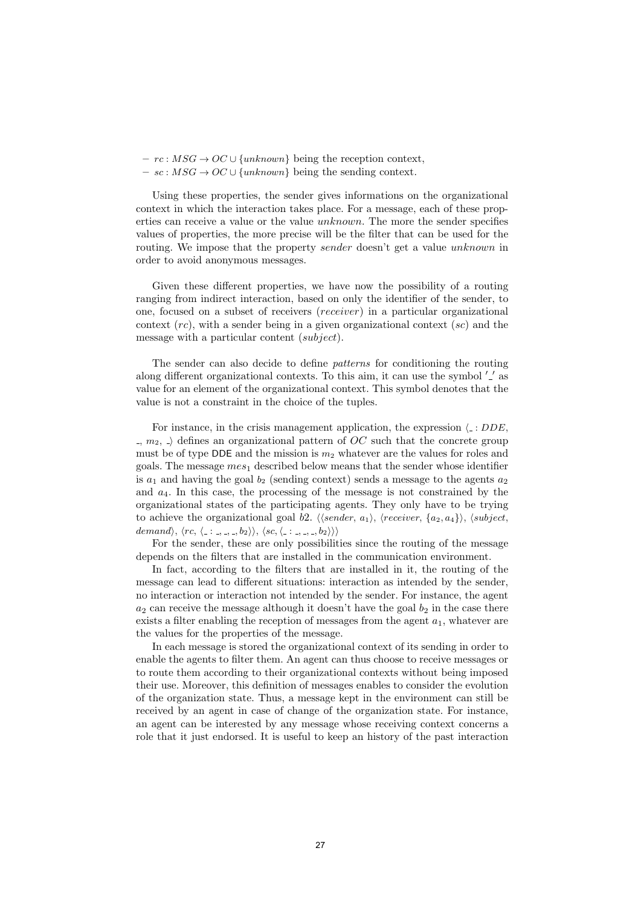- $rc : MSG \rightarrow OC \cup \{unknown\}$ being the reception context,
- $sc : MSG \rightarrow OC \cup \{unknown\}$ being the sending context.

Using these properties, the sender gives informations on the organizational context in which the interaction takes place. For a message, each of these properties can receive a value or the value *unknown*. The more the sender specifies values of properties, the more precise will be the filter that can be used for the routing. We impose that the property *sender* doesn't get a value *unknown* in order to avoid anonymous messages.

Given these different properties, we have now the possibility of a routing ranging from indirect interaction, based on only the identifier of the sender, to one, focused on a subset of receivers (*receiver*) in a particular organizational context ($rc$), with a sender being in a given organizational context ($sc$) and the message with a particular content (*subject*).

The sender can also decide to define *patterns* for conditioning the routing along different organizational contexts. To this aim, it can use the symbol $'\_'$ as value for an element of the organizational context. This symbol denotes that the value is not a constraint in the choice of the tuples.

For instance, in the crisis management application, the expression $\langle \_ : DDE, \_, m_2, \_ \rangle$ defines an organizational pattern of $OC$ such that the concrete group must be of type DDE and the mission is $m_2$ whatever are the values for roles and goals. The message $mes_1$ described below means that the sender whose identifier is $a_1$ and having the goal $b_2$ (sending context) sends a message to the agents $a_2$ and $a_4$. In this case, the processing of the message is not constrained by the organizational states of the participating agents. They only have to be trying to achieve the organizational goal $b2$. $\langle\langle sender, a_1\rangle, \langle receiver, \{a_2, a_4\}\rangle, \langle subject, demand\rangle, \langle rc, \langle \_ : \_, \_, \_, b_2\rangle\rangle, \langle sc, \langle \_ : \_, \_, \_, b_2\rangle\rangle\rangle$

For the sender, these are only possibilities since the routing of the message depends on the filters that are installed in the communication environment.

In fact, according to the filters that are installed in it, the routing of the message can lead to different situations: interaction as intended by the sender, no interaction or interaction not intended by the sender. For instance, the agent $a_2$ can receive the message although it doesn't have the goal $b_2$ in the case there exists a filter enabling the reception of messages from the agent $a_1$, whatever are the values for the properties of the message.

In each message is stored the organizational context of its sending in order to enable the agents to filter them. An agent can thus choose to receive messages or to route them according to their organizational contexts without being imposed their use. Moreover, this definition of messages enables to consider the evolution of the organization state. Thus, a message kept in the environment can still be received by an agent in case of change of the organization state. For instance, an agent can be interested by any message whose receiving context concerns a role that it just endorsed. It is useful to keep an history of the past interaction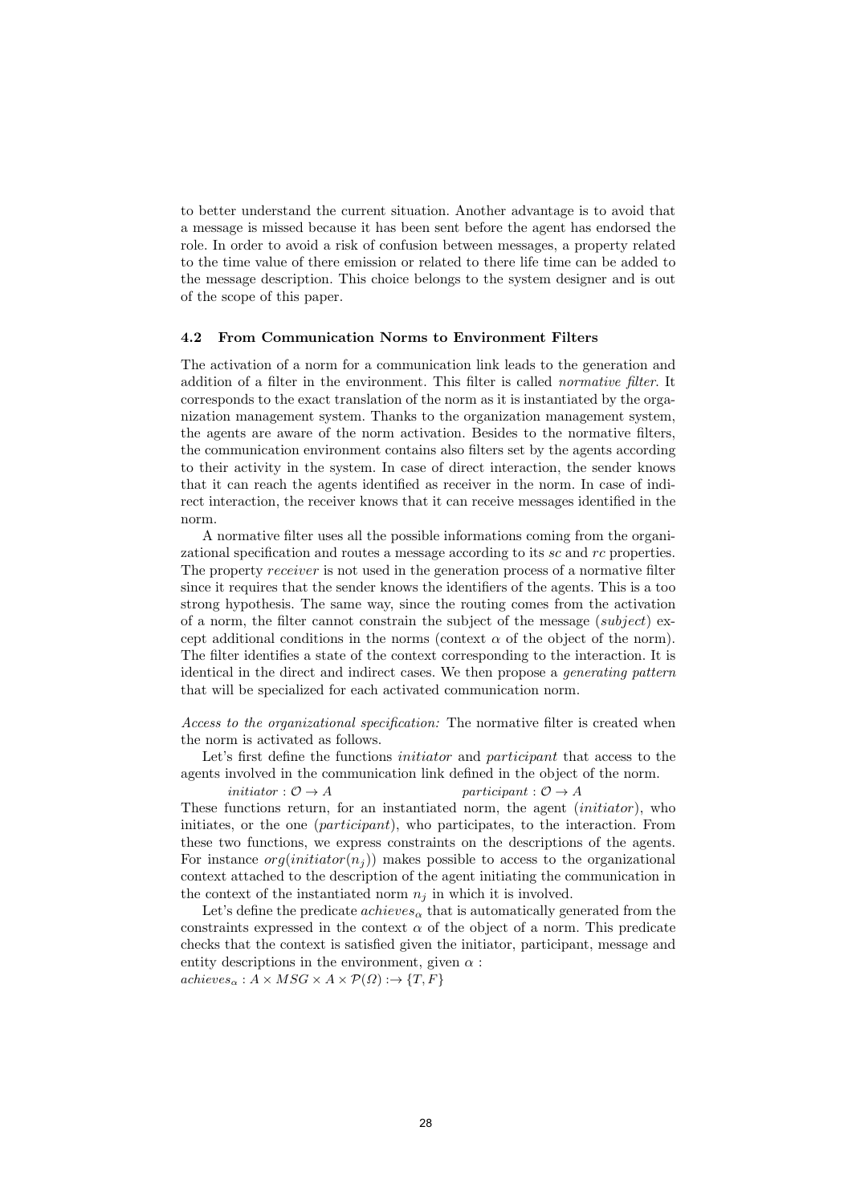to better understand the current situation. Another advantage is to avoid that a message is missed because it has been sent before the agent has endorsed the role. In order to avoid a risk of confusion between messages, a property related to the time value of there emission or related to there life time can be added to the message description. This choice belongs to the system designer and is out of the scope of this paper.

### 4.2 From Communication Norms to Environment Filters

The activation of a norm for a communication link leads to the generation and addition of a filter in the environment. This filter is called *normative filter*. It corresponds to the exact translation of the norm as it is instantiated by the organization management system. Thanks to the organization management system, the agents are aware of the norm activation. Besides to the normative filters, the communication environment contains also filters set by the agents according to their activity in the system. In case of direct interaction, the sender knows that it can reach the agents identified as receiver in the norm. In case of indirect interaction, the receiver knows that it can receive messages identified in the norm.

A normative filter uses all the possible informations coming from the organizational specification and routes a message according to its *sc* and *rc* properties. The property *receiver* is not used in the generation process of a normative filter since it requires that the sender knows the identifiers of the agents. This is a too strong hypothesis. The same way, since the routing comes from the activation of a norm, the filter cannot constrain the subject of the message (*subject*) except additional conditions in the norms (context $\alpha$ of the object of the norm). The filter identifies a state of the context corresponding to the interaction. It is identical in the direct and indirect cases. We then propose a *generating pattern* that will be specialized for each activated communication norm.

*Access to the organizational specification:* The normative filter is created when the norm is activated as follows.

Let's first define the functions *initiator* and *participant* that access to the agents involved in the communication link defined in the object of the norm.

$initiator : \mathcal{O} \rightarrow A$ $\qquad$ $participant : \mathcal{O} \rightarrow A$

These functions return, for an instantiated norm, the agent (*initiator*), who initiates, or the one (*participant*), who participates, to the interaction. From these two functions, we express constraints on the descriptions of the agents. For instance $org(initiator(n_j))$ makes possible to access to the organizational context attached to the description of the agent initiating the communication in the context of the instantiated norm $n_j$ in which it is involved.

Let's define the predicate $achieves_\alpha$ that is automatically generated from the constraints expressed in the context $\alpha$ of the object of a norm. This predicate checks that the context is satisfied given the initiator, participant, message and entity descriptions in the environment, given $\alpha$ :

$achieves_\alpha : A \times MSG \times A \times \mathcal{P}(\Omega) :\rightarrow \{T, F\}$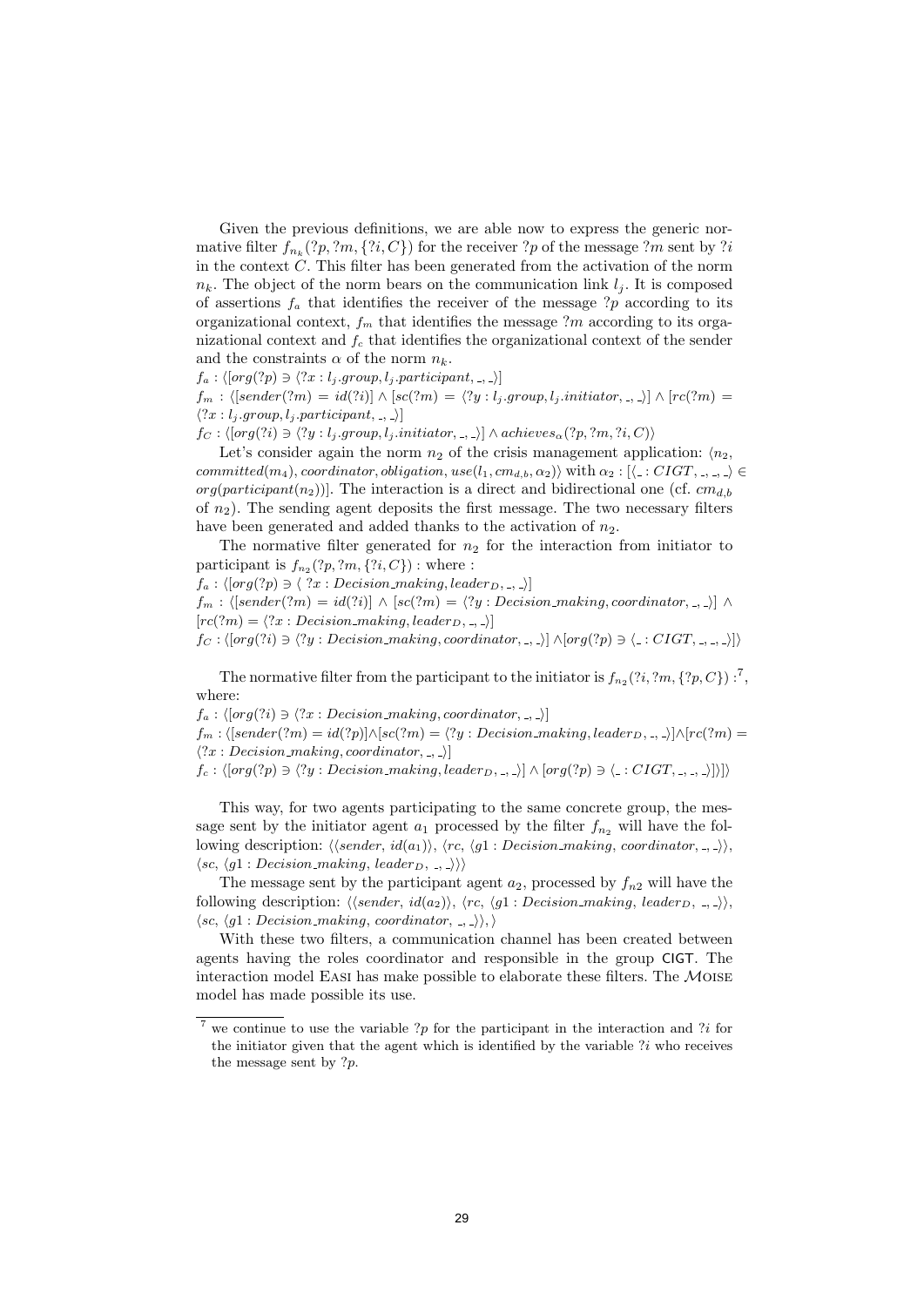Given the previous definitions, we are able now to express the generic normative filter $f_{n_k}(?p, ?m, \{?i, C\})$ for the receiver $?p$ of the message $?m$ sent by $?i$ in the context $C$. This filter has been generated from the activation of the norm $n_k$. The object of the norm bears on the communication link $l_j$. It is composed of assertions $f_a$ that identifies the receiver of the message $?p$ according to its organizational context, $f_m$ that identifies the message $?m$ according to its organizational context and $f_c$ that identifies the organizational context of the sender and the constraints $\alpha$ of the norm $n_k$.

$f_a : \langle [org(?p) \ni \langle ?x : l_j.group, l_j.participant, \_, \_\rangle]$

$f_m : \langle [sender(?m) = id(?i)] \wedge [sc(?m) = \langle ?y : l_j.group, l_j.initiator, \_, \_\rangle] \wedge [rc(?m) = \langle ?x : l_j.group, l_j.participant, \_, \_\rangle]$

$f_C : \langle [org(?i) \ni \langle ?y : l_j.group, l_j.initiator, \_, \_\rangle] \wedge achieves_\alpha(?p, ?m, ?i, C)\rangle$

Let's consider again the norm $n_2$ of the crisis management application: $\langle n_2, committed(m_4), coordinator, obligation, use(l_1, cm_{d,b}, \alpha_2)\rangle$ with $\alpha_2 : [\langle \_ : CIGT, \_, \_, \_\rangle \in org(participant(n_2))]$. The interaction is a direct and bidirectional one (cf. $cm_{d,b}$ of $n_2$). The sending agent deposits the first message. The two necessary filters have been generated and added thanks to the activation of $n_2$.

The normative filter generated for $n_2$ for the interaction from initiator to participant is $f_{n_2}(?p, ?m, \{?i, C\})$ : where :

$f_a : \langle [org(?p) \ni \langle\ ?x : Decision\_making, leader_D, \_, \_\rangle]$

$f_m : \langle [sender(?m) = id(?i)] \wedge [sc(?m) = \langle ?y : Decision\_making, coordinator, \_, \_\rangle] \wedge [rc(?m) = \langle ?x : Decision\_making, leader_D, \_, \_\rangle]$

$f_C : \langle [org(?i) \ni \langle ?y : Decision\_making, coordinator, \_, \_\rangle] \wedge [org(?p) \ni \langle \_ : CIGT, \_, \_, \_\rangle]\rangle$

The normative filter from the participant to the initiator is $f_{n_2}(?i, ?m, \{?p, C\})$ :[7], where:

$f_a : \langle [org(?i) \ni \langle ?x : Decision\_making, coordinator, \_, \_\rangle]$

$f_m : \langle [sender(?m) = id(?p)] \wedge [sc(?m) = \langle ?y : Decision\_making, leader_D, \_, \_\rangle] \wedge [rc(?m) = \langle ?x : Decision\_making, coordinator, \_, \_\rangle]$

$f_c : \langle [org(?p) \ni \langle ?y : Decision\_making, leader_D, \_, \_\rangle] \wedge [org(?p) \ni \langle \_ : CIGT, \_, \_, \_\rangle]\rangle]\rangle$

This way, for two agents participating to the same concrete group, the message sent by the initiator agent $a_1$ processed by the filter $f_{n_2}$ will have the following description: $\langle\langle sender,\ id(a_1)\rangle,\ \langle rc,\ \langle g1 : Decision\_making,\ coordinator, \_, \_\rangle\rangle,\ \langle sc,\ \langle g1 : Decision\_making,\ leader_D,\ \_, \_\rangle\rangle\rangle$

The message sent by the participant agent $a_2$, processed by $f_{n2}$ will have the following description: $\langle\langle sender,\ id(a_2)\rangle,\ \langle rc,\ \langle g1 : Decision\_making,\ leader_D,\ \_, \_\rangle\rangle,\ \langle sc,\ \langle g1 : Decision\_making,\ coordinator,\ \_, \_\rangle\rangle, \rangle$

With these two filters, a communication channel has been created between agents having the roles coordinator and responsible in the group CIGT. The interaction model EASI has make possible to elaborate these filters. The MOISE model has made possible its use.

[7] we continue to use the variable $?p$ for the participant in the interaction and $?i$ for the initiator given that the agent which is identified by the variable $?i$ who receives the message sent by $?p$.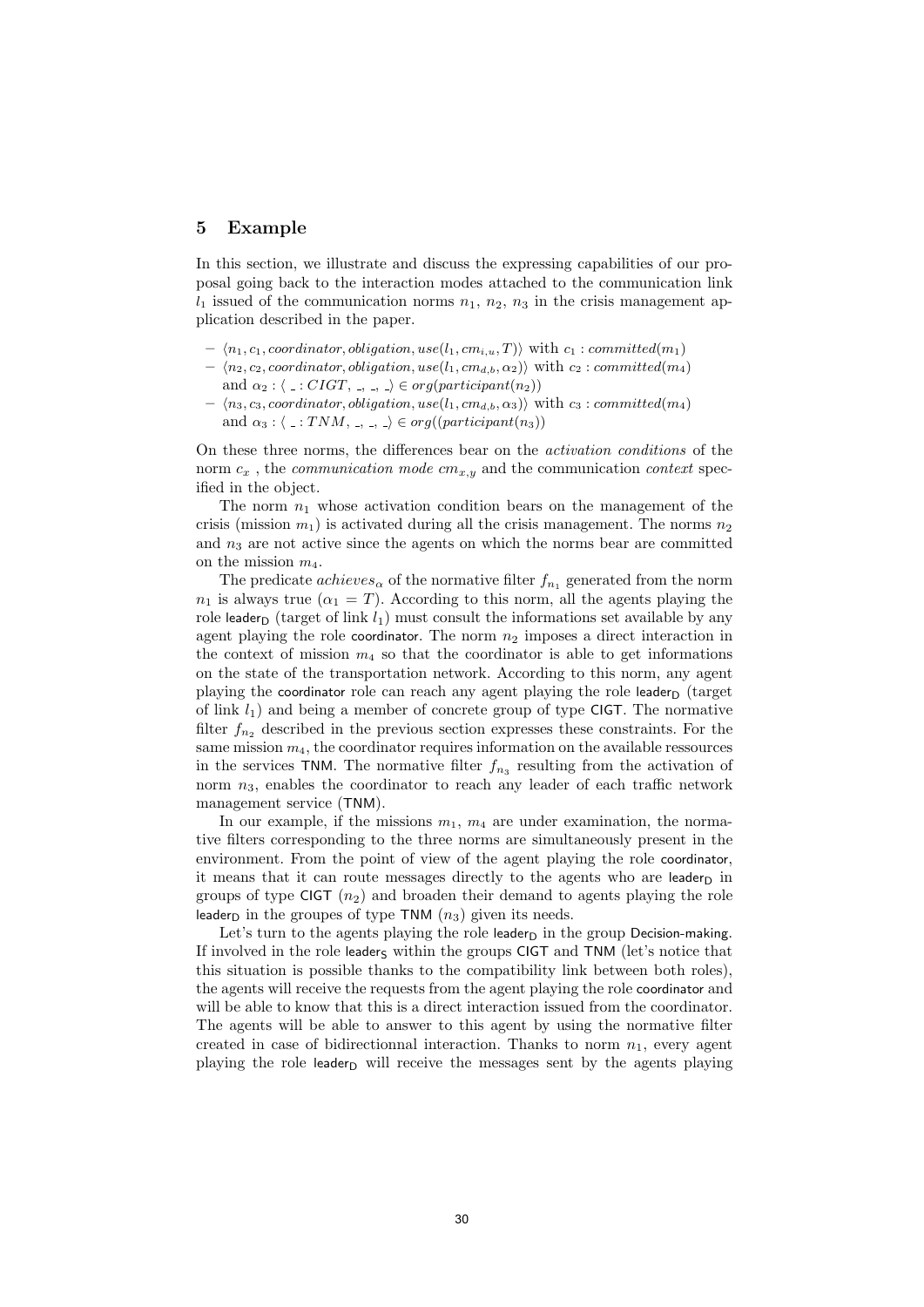## 5 Example

In this section, we illustrate and discuss the expressing capabilities of our proposal going back to the interaction modes attached to the communication link $l_1$ issued of the communication norms $n_1$, $n_2$, $n_3$ in the crisis management application described in the paper.

- $\langle n_1, c_1, coordinator, obligation, use(l_1, cm_{i,u}, T)\rangle$ with $c_1 : committed(m_1)$
- $\langle n_2, c_2, coordinator, obligation, use(l_1, cm_{d,b}, \alpha_2)\rangle$ with $c_2 : committed(m_4)$ and $\alpha_2 : \langle \_ : CIGT, \_, \_, \_\rangle \in org(participant(n_2))$
- $\langle n_3, c_3, coordinator, obligation, use(l_1, cm_{d,b}, \alpha_3)\rangle$ with $c_3 : committed(m_4)$ and $\alpha_3 : \langle \_ : TNM, \_, \_, \_\rangle \in org((participant(n_3))$

On these three norms, the differences bear on the *activation conditions* of the norm $c_x$ , the *communication mode* $cm_{x,y}$ and the communication *context* specified in the object.

The norm $n_1$ whose activation condition bears on the management of the crisis (mission $m_1$) is activated during all the crisis management. The norms $n_2$ and $n_3$ are not active since the agents on which the norms bear are committed on the mission $m_4$.

The predicate $achieves_\alpha$ of the normative filter $f_{n_1}$ generated from the norm $n_1$ is always true ($\alpha_1 = T$). According to this norm, all the agents playing the role $\mathsf{leader_D}$ (target of link $l_1$) must consult the informations set available by any agent playing the role coordinator. The norm $n_2$ imposes a direct interaction in the context of mission $m_4$ so that the coordinator is able to get informations on the state of the transportation network. According to this norm, any agent playing the coordinator role can reach any agent playing the role $\mathsf{leader_D}$ (target of link $l_1$) and being a member of concrete group of type CIGT. The normative filter $f_{n_2}$ described in the previous section expresses these constraints. For the same mission $m_4$, the coordinator requires information on the available ressources in the services TNM. The normative filter $f_{n_3}$ resulting from the activation of norm $n_3$, enables the coordinator to reach any leader of each traffic network management service (TNM).

In our example, if the missions $m_1$, $m_4$ are under examination, the normative filters corresponding to the three norms are simultaneously present in the environment. From the point of view of the agent playing the role coordinator, it means that it can route messages directly to the agents who are $\mathsf{leader_D}$ in groups of type CIGT ($n_2$) and broaden their demand to agents playing the role $\mathsf{leader_D}$ in the groupes of type TNM ($n_3$) given its needs.

Let's turn to the agents playing the role $\mathsf{leader_D}$ in the group Decision-making. If involved in the role $\mathsf{leader_S}$ within the groups CIGT and TNM (let's notice that this situation is possible thanks to the compatibility link between both roles), the agents will receive the requests from the agent playing the role coordinator and will be able to know that this is a direct interaction issued from the coordinator. The agents will be able to answer to this agent by using the normative filter created in case of bidirectionnal interaction. Thanks to norm $n_1$, every agent playing the role $\mathsf{leader_D}$ will receive the messages sent by the agents playing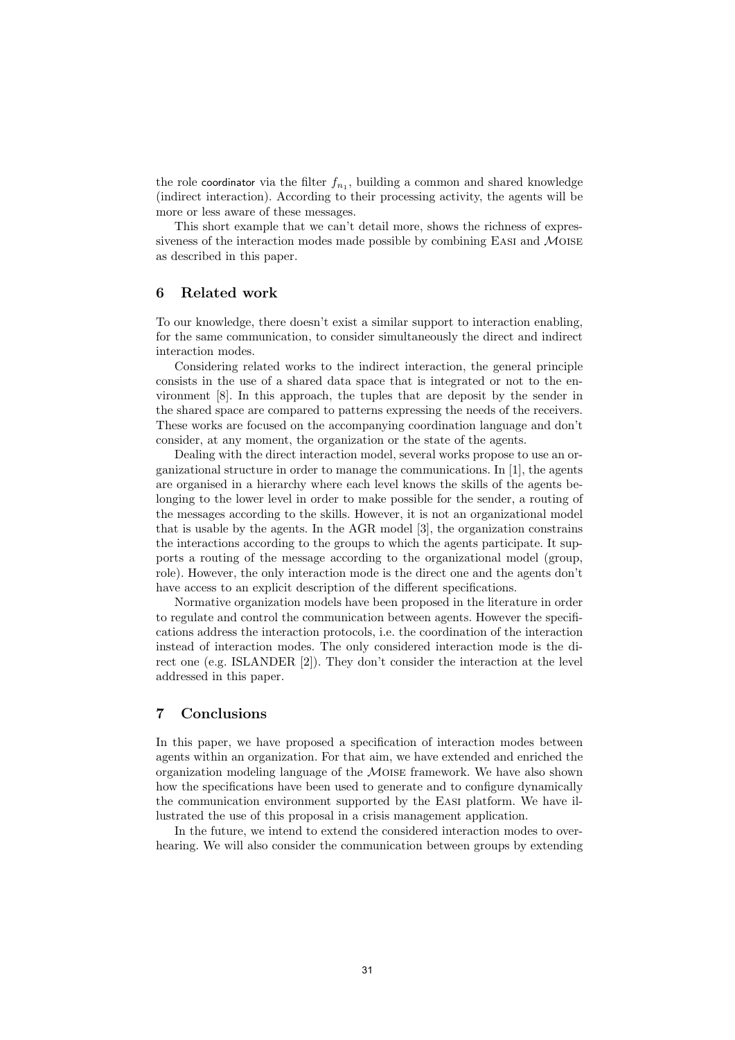the role coordinator via the filter $f_{n_1}$, building a common and shared knowledge (indirect interaction). According to their processing activity, the agents will be more or less aware of these messages.

This short example that we can't detail more, shows the richness of expressiveness of the interaction modes made possible by combining EASI and $\mathcal{M}$OISE as described in this paper.

## 6 Related work

To our knowledge, there doesn't exist a similar support to interaction enabling, for the same communication, to consider simultaneously the direct and indirect interaction modes.

Considering related works to the indirect interaction, the general principle consists in the use of a shared data space that is integrated or not to the environment [8]. In this approach, the tuples that are deposit by the sender in the shared space are compared to patterns expressing the needs of the receivers. These works are focused on the accompanying coordination language and don't consider, at any moment, the organization or the state of the agents.

Dealing with the direct interaction model, several works propose to use an organizational structure in order to manage the communications. In [1], the agents are organised in a hierarchy where each level knows the skills of the agents belonging to the lower level in order to make possible for the sender, a routing of the messages according to the skills. However, it is not an organizational model that is usable by the agents. In the AGR model [3], the organization constrains the interactions according to the groups to which the agents participate. It supports a routing of the message according to the organizational model (group, role). However, the only interaction mode is the direct one and the agents don't have access to an explicit description of the different specifications.

Normative organization models have been proposed in the literature in order to regulate and control the communication between agents. However the specifications address the interaction protocols, i.e. the coordination of the interaction instead of interaction modes. The only considered interaction mode is the direct one (e.g. ISLANDER [2]). They don't consider the interaction at the level addressed in this paper.

## 7 Conclusions

In this paper, we have proposed a specification of interaction modes between agents within an organization. For that aim, we have extended and enriched the organization modeling language of the $\mathcal{M}$OISE framework. We have also shown how the specifications have been used to generate and to configure dynamically the communication environment supported by the EASI platform. We have illustrated the use of this proposal in a crisis management application.

In the future, we intend to extend the considered interaction modes to overhearing. We will also consider the communication between groups by extending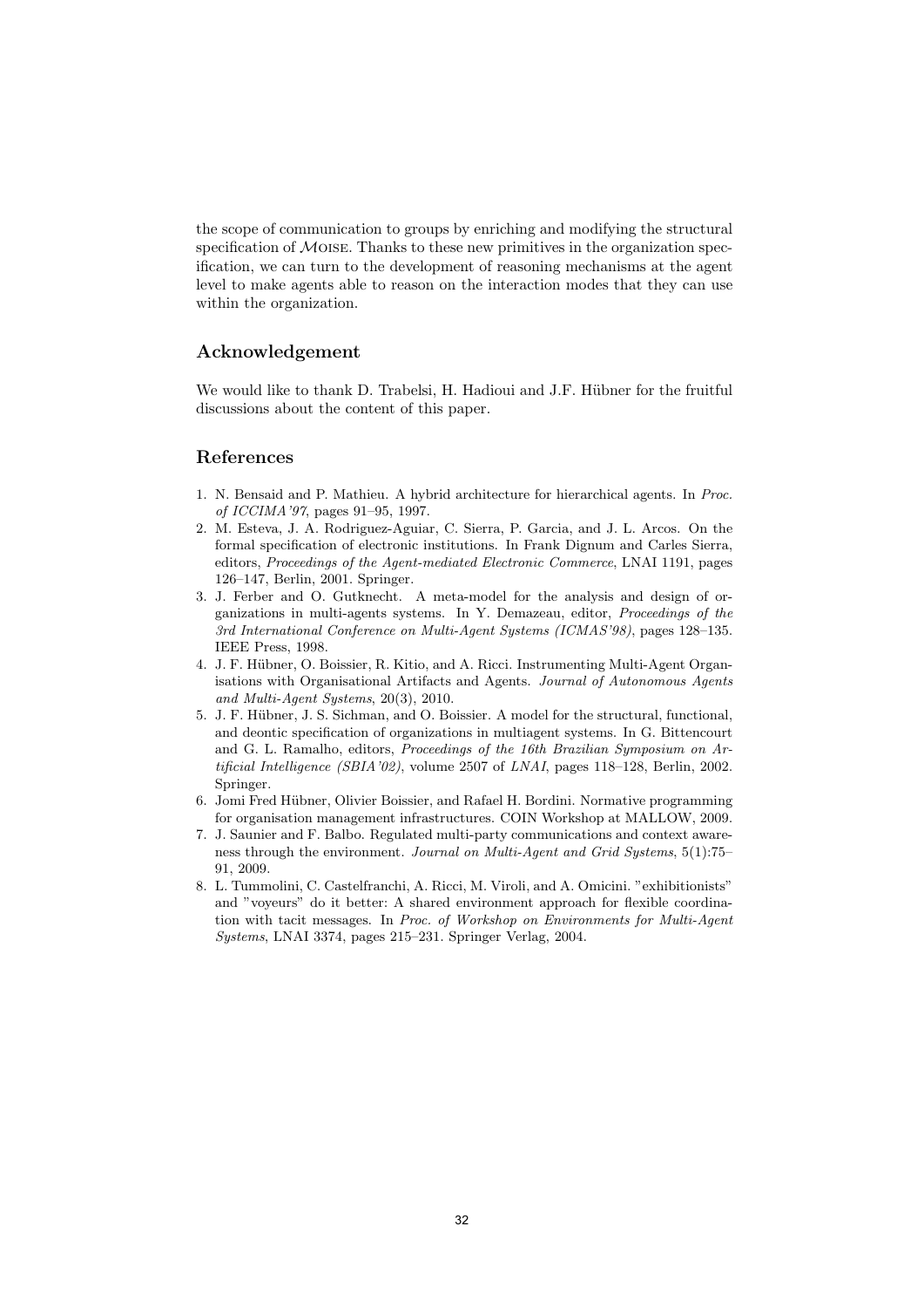the scope of communication to groups by enriching and modifying the structural specification of $\mathcal{M}$OISE. Thanks to these new primitives in the organization specification, we can turn to the development of reasoning mechanisms at the agent level to make agents able to reason on the interaction modes that they can use within the organization.

## Acknowledgement

We would like to thank D. Trabelsi, H. Hadioui and J.F. Hübner for the fruitful discussions about the content of this paper.

## References

1. N. Bensaid and P. Mathieu. A hybrid architecture for hierarchical agents. In *Proc. of ICCIMA'97*, pages 91–95, 1997.
2. M. Esteva, J. A. Rodriguez-Aguiar, C. Sierra, P. Garcia, and J. L. Arcos. On the formal specification of electronic institutions. In Frank Dignum and Carles Sierra, editors, *Proceedings of the Agent-mediated Electronic Commerce*, LNAI 1191, pages 126–147, Berlin, 2001. Springer.
3. J. Ferber and O. Gutknecht. A meta-model for the analysis and design of organizations in multi-agents systems. In Y. Demazeau, editor, *Proceedings of the 3rd International Conference on Multi-Agent Systems (ICMAS'98)*, pages 128–135. IEEE Press, 1998.
4. J. F. Hübner, O. Boissier, R. Kitio, and A. Ricci. Instrumenting Multi-Agent Organisations with Organisational Artifacts and Agents. *Journal of Autonomous Agents and Multi-Agent Systems*, 20(3), 2010.
5. J. F. Hübner, J. S. Sichman, and O. Boissier. A model for the structural, functional, and deontic specification of organizations in multiagent systems. In G. Bittencourt and G. L. Ramalho, editors, *Proceedings of the 16th Brazilian Symposium on Artificial Intelligence (SBIA'02)*, volume 2507 of *LNAI*, pages 118–128, Berlin, 2002. Springer.
6. Jomi Fred Hübner, Olivier Boissier, and Rafael H. Bordini. Normative programming for organisation management infrastructures. COIN Workshop at MALLOW, 2009.
7. J. Saunier and F. Balbo. Regulated multi-party communications and context awareness through the environment. *Journal on Multi-Agent and Grid Systems*, 5(1):75–91, 2009.
8. L. Tummolini, C. Castelfranchi, A. Ricci, M. Viroli, and A. Omicini. "exhibitionists" and "voyeurs" do it better: A shared environment approach for flexible coordination with tacit messages. In *Proc. of Workshop on Environments for Multi-Agent Systems*, LNAI 3374, pages 215–231. Springer Verlag, 2004.